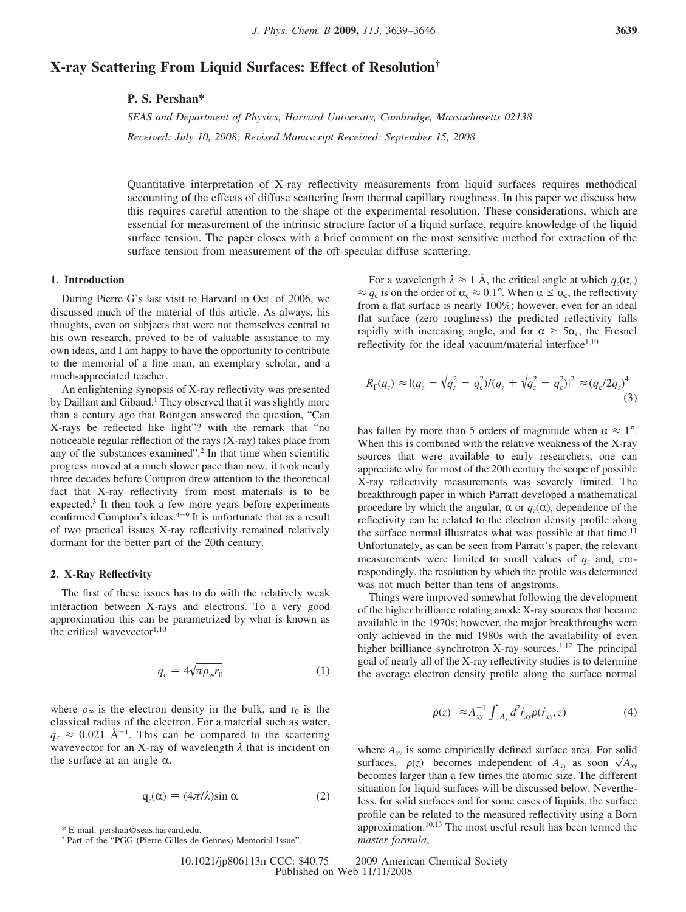# X-ray Scattering From Liquid Surfaces: Effect of Resolution[†]

**P. S. Pershan***

*SEAS and Department of Physics, Harvard University, Cambridge, Massachusetts 02138*

*Received: July 10, 2008; Revised Manuscript Received: September 15, 2008*

Quantitative interpretation of X-ray reflectivity measurements from liquid surfaces requires methodical accounting of the effects of diffuse scattering from thermal capillary roughness. In this paper we discuss how this requires careful attention to the shape of the experimental resolution. These considerations, which are essential for measurement of the intrinsic structure factor of a liquid surface, require knowledge of the liquid surface tension. The paper closes with a brief comment on the most sensitive method for extraction of the surface tension from measurement of the off-specular diffuse scattering.

## 1. Introduction

During Pierre G's last visit to Harvard in Oct. of 2006, we discussed much of the material of this article. As always, his thoughts, even on subjects that were not themselves central to his own research, proved to be of valuable assistance to my own ideas, and I am happy to have the opportunity to contribute to the memorial of a fine man, an exemplary scholar, and a much-appreciated teacher.

An enlightening synopsis of X-ray reflectivity was presented by Daillant and Gibaud.[1] They observed that it was slightly more than a century ago that Röntgen answered the question, "Can X-rays be reflected like light"? with the remark that "no noticeable regular reflection of the rays (X-ray) takes place from any of the substances examined".[2] In that time when scientific progress moved at a much slower pace than now, it took nearly three decades before Compton drew attention to the theoretical fact that X-ray reflectivity from most materials is to be expected.[3] It then took a few more years before experiments confirmed Compton's ideas.[4−9] It is unfortunate that as a result of two practical issues X-ray reflectivity remained relatively dormant for the better part of the 20th century.

## 2. X-Ray Reflectivity

The first of these issues has to do with the relatively weak interaction between X-rays and electrons. To a very good approximation this can be parametrized by what is known as the critical wavevector[1,10]

$$q_c = 4\sqrt{\pi\rho_\infty r_0} \tag{1}$$

where $\rho_\infty$ is the electron density in the bulk, and $r_0$ is the classical radius of the electron. For a material such as water, $q_c \approx 0.021$ Å$^{-1}$. This can be compared to the scattering wavevector for an X-ray of wavelength $\lambda$ that is incident on the surface at an angle $\alpha$.

$$q_z(\alpha) = (4\pi/\lambda)\sin\alpha \tag{2}$$

For a wavelength $\lambda \approx 1$ Å, the critical angle at which $q_z(\alpha_c) \approx q_c$ is on the order of $\alpha_c \approx 0.1°$. When $\alpha \leq \alpha_c$, the reflectivity from a flat surface is nearly 100%; however, even for an ideal flat surface (zero roughness) the predicted reflectivity falls rapidly with increasing angle, and for $\alpha \geq 5\alpha_c$, the Fresnel reflectivity for the ideal vacuum/material interface[1,10]

$$R_F(q_z) \approx |(q_z - \sqrt{q_z^2 - q_c^2})/(q_z + \sqrt{q_z^2 - q_c^2})|^2 \approx (q_c/2q_z)^4 \tag{3}$$

has fallen by more than 5 orders of magnitude when $\alpha \approx 1°$. When this is combined with the relative weakness of the X-ray sources that were available to early researchers, one can appreciate why for most of the 20th century the scope of possible X-ray reflectivity measurements was severely limited. The breakthrough paper in which Parratt developed a mathematical procedure by which the angular, $\alpha$ or $q_z(\alpha)$, dependence of the reflectivity can be related to the electron density profile along the surface normal illustrates what was possible at that time.[11] Unfortunately, as can be seen from Parratt's paper, the relevant measurements were limited to small values of $q_z$ and, correspondingly, the resolution by which the profile was determined was not much better than tens of angstroms.

Things were improved somewhat following the development of the higher brilliance rotating anode X-ray sources that became available in the 1970s; however, the major breakthroughs were only achieved in the mid 1980s with the availability of even higher brilliance synchrotron X-ray sources.[1,12] The principal goal of nearly all of the X-ray reflectivity studies is to determine the average electron density profile along the surface normal

$$\rho(z) \approx A_{xy}^{-1}\int_{A_{xy}} d^2\vec{r}_{xy}\rho(\vec{r}_{xy}, z) \tag{4}$$

where $A_{xy}$ is some empirically defined surface area. For solid surfaces, $\rho(z)$ becomes independent of $A_{xy}$ as soon $\sqrt{A_{xy}}$ becomes larger than a few times the atomic size. The different situation for liquid surfaces will be discussed below. Nevertheless, for solid surfaces and for some cases of liquids, the surface profile can be related to the measured reflectivity using a Born approximation.[10,13] The most useful result has been termed the *master formula*,

\* E-mail: pershan@seas.harvard.edu.

[†] Part of the "PGG (Pierre-Gilles de Gennes) Memorial Issue".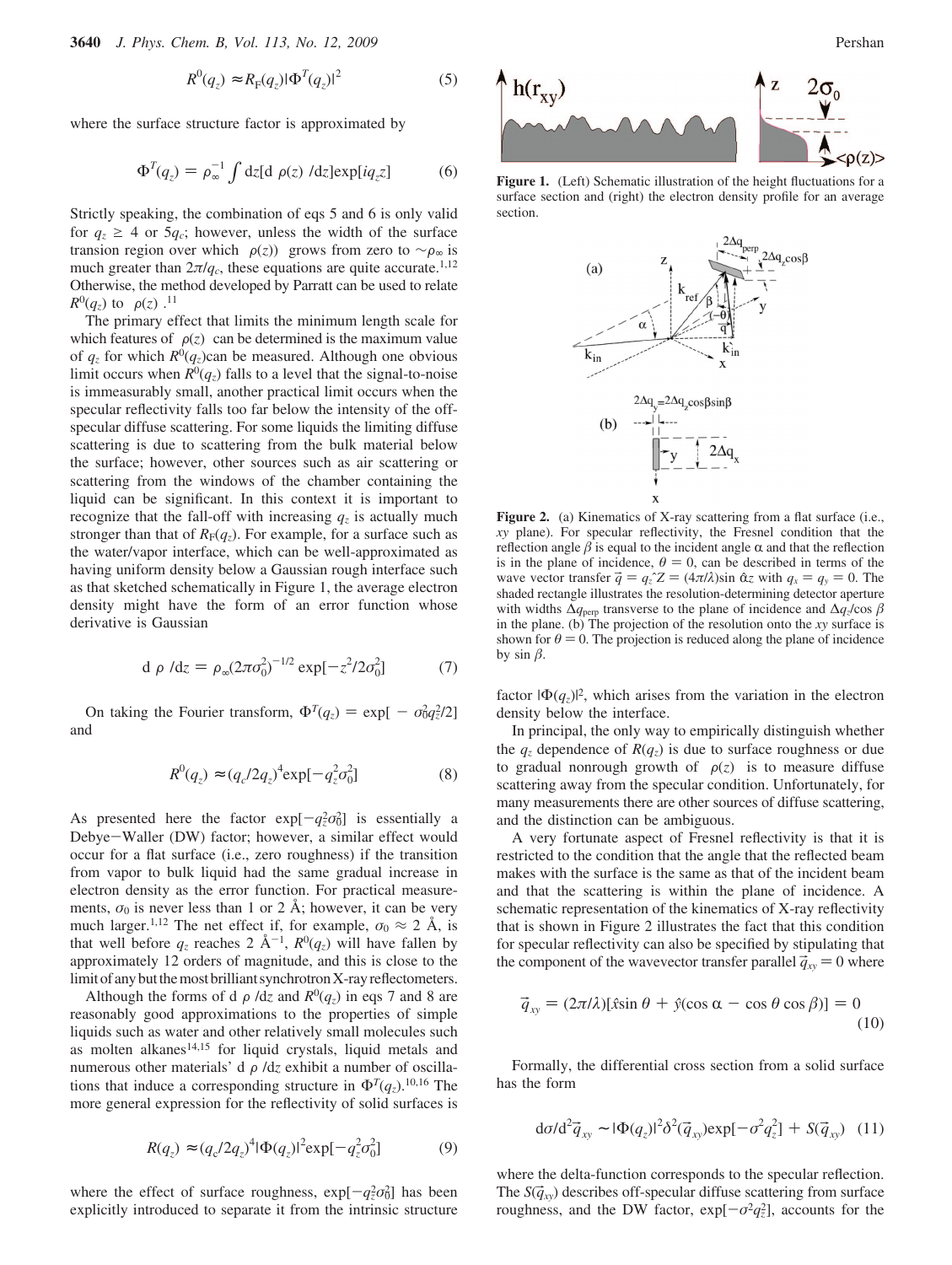$$R^0(q_z) \approx R_F(q_z)|\Phi^T(q_z)|^2 \tag{5}$$

where the surface structure factor is approximated by

$$\Phi^T(q_z) = \rho_\infty^{-1} \int dz[d\langle\rho(z)\rangle/dz]\exp[iq_z z] \tag{6}$$

Strictly speaking, the combination of eqs 5 and 6 is only valid for $q_z \geq 4$ or $5q_c$; however, unless the width of the surface transion region over which $\langle\rho(z)\rangle$ grows from zero to $\sim\rho_\infty$ is much greater than $2\pi/q_c$, these equations are quite accurate.[1,12] Otherwise, the method developed by Parratt can be used to relate $R^0(q_z)$ to $\langle\rho(z)\rangle$.[11]

The primary effect that limits the minimum length scale for which features of $\langle\rho(z)\rangle$ can be determined is the maximum value of $q_z$ for which $R^0(q_z)$can be measured. Although one obvious limit occurs when $R^0(q_z)$ falls to a level that the signal-to-noise is immeasurably small, another practical limit occurs when the specular reflectivity falls too far below the intensity of the off-specular diffuse scattering. For some liquids the limiting diffuse scattering is due to scattering from the bulk material below the surface; however, other sources such as air scattering or scattering from the windows of the chamber containing the liquid can be significant. In this context it is important to recognize that the fall-off with increasing $q_z$ is actually much stronger than that of $R_F(q_z)$. For example, for a surface such as the water/vapor interface, which can be well-approximated as having uniform density below a Gaussian rough interface such as that sketched schematically in Figure 1, the average electron density might have the form of an error function whose derivative is Gaussian

$$d\langle\rho\rangle/dz = \rho_\infty(2\pi\sigma_0^2)^{-1/2}\exp[-z^2/2\sigma_0^2] \tag{7}$$

On taking the Fourier transform, $\Phi^T(q_z) = \exp[-\sigma_0^2 q_z^2/2]$ and

$$R^0(q_z) \approx (q_c/2q_z)^4 \exp[-q_z^2\sigma_0^2] \tag{8}$$

As presented here the factor $\exp[-q_z^2\sigma_0^2]$ is essentially a Debye–Waller (DW) factor; however, a similar effect would occur for a flat surface (i.e., zero roughness) if the transition from vapor to bulk liquid had the same gradual increase in electron density as the error function. For practical measurements, $\sigma_0$ is never less than 1 or 2 Å; however, it can be very much larger.[1,12] The net effect if, for example, $\sigma_0 \approx 2$ Å, is that well before $q_z$ reaches 2 Å$^{-1}$, $R^0(q_z)$ will have fallen by approximately 12 orders of magnitude, and this is close to the limit of any but the most brilliant synchrotron X-ray reflectometers.

Although the forms of $d\langle\rho\rangle/dz$ and $R^0(q_z)$ in eqs 7 and 8 are reasonably good approximations to the properties of simple liquids such as water and other relatively small molecules such as molten alkanes[14,15] for liquid crystals, liquid metals and numerous other materials' $d\langle\rho\rangle/dz$ exhibit a number of oscillations that induce a corresponding structure in $\Phi^T(q_z)$.[10,16] The more general expression for the reflectivity of solid surfaces is

$$R(q_z) \approx (q_c/2q_z)^4|\Phi(q_z)|^2\exp[-q_z^2\sigma_0^2] \tag{9}$$

where the effect of surface roughness, $\exp[-q_z^2\sigma_0^2]$ has been explicitly introduced to separate it from the intrinsic structure factor $|\Phi(q_z)|^2$, which arises from the variation in the electron density below the interface.

**Figure 1.** (Left) Schematic illustration of the height fluctuations for a surface section and (right) the electron density profile for an average section.

**Figure 2.** (a) Kinematics of X-ray scattering from a flat surface (i.e., $xy$ plane). For specular reflectivity, the Fresnel condition that the reflection angle $\beta$ is equal to the incident angle $\alpha$ and that the reflection is in the plane of incidence, $\theta = 0$, can be described in terms of the wave vector transfer $\vec{q} = q_z\hat{z} = (4\pi/\lambda)\sin\alpha\hat{z}$ with $q_x = q_y = 0$. The shaded rectangle illustrates the resolution-determining detector aperture with widths $\Delta q_{perp}$ transverse to the plane of incidence and $\Delta q_z/\cos\beta$ in the plane. (b) The projection of the resolution onto the $xy$ surface is shown for $\theta = 0$. The projection is reduced along the plane of incidence by $\sin\beta$.

In principal, the only way to empirically distinguish whether the $q_z$ dependence of $R(q_z)$ is due to surface roughness or due to gradual nonrough growth of $\langle\rho(z)\rangle$ is to measure diffuse scattering away from the specular condition. Unfortunately, for many measurements there are other sources of diffuse scattering, and the distinction can be ambiguous.

A very fortunate aspect of Fresnel reflectivity is that it is restricted to the condition that the angle that the reflected beam makes with the surface is the same as that of the incident beam and that the scattering is within the plane of incidence. A schematic representation of the kinematics of X-ray reflectivity that is shown in Figure 2 illustrates the fact that this condition for specular reflectivity can also be specified by stipulating that the component of the wavevector transfer parallel $\vec{q}_{xy} = 0$ where

$$\vec{q}_{xy} = (2\pi/\lambda)[\hat{x}\sin\theta + \hat{y}(\cos\alpha - \cos\theta\cos\beta)] = 0 \tag{10}$$

Formally, the differential cross section from a solid surface has the form

$$d\sigma/d^2\vec{q}_{xy} \sim |\Phi(q_z)|^2\delta^2(\vec{q}_{xy})\exp[-\sigma^2q_z^2] + S(\vec{q}_{xy}) \tag{11}$$

where the delta-function corresponds to the specular reflection. The $S(\vec{q}_{xy})$ describes off-specular diffuse scattering from surface roughness, and the DW factor, $\exp[-\sigma^2q_z^2]$, accounts for the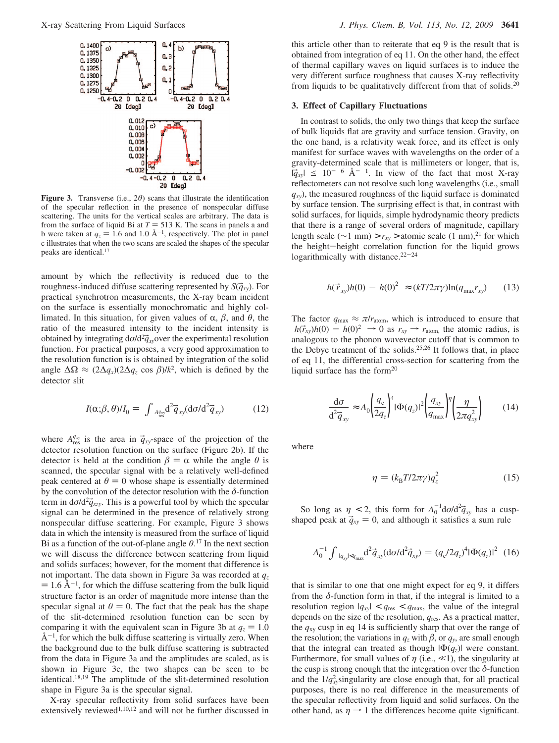**Figure 3.** Transverse (i.e., $2\theta$) scans that illustrate the identification of the specular reflection in the presence of nonspecular diffuse scattering. The units for the vertical scales are arbitrary. The data is from the surface of liquid Bi at $T = 513$ K. The scans in panels a and b were taken at $q_z = 1.6$ and 1.0 Å$^{-1}$, respectively. The plot in panel c illustrates that when the two scans are scaled the shapes of the specular peaks are identical.[17]

amount by which the reflectivity is reduced due to the roughness-induced diffuse scattering represented by $S(\vec{q}_{xy})$. For practical synchrotron measurements, the X-ray beam incident on the surface is essentially monochromatic and highly collimated. In this situation, for given values of $\alpha$, $\beta$, and $\theta$, the ratio of the measured intensity to the incident intensity is obtained by integrating $d\sigma/d^2\vec{q}_{xy}$ over the experimental resolution function. For practical purposes, a very good approximation to the resolution function is obtained by integration of the solid angle $\Delta\Omega \approx (2\Delta q_x)(2\Delta q_z \cos\beta)/k^2$, which is defined by the detector slit

$$I(\alpha;\beta,\theta)/I_0 = \int_{A_{res}^{q_{xy}}} d^2\vec{q}_{xy}(d\sigma/d^2\vec{q}_{xy}) \tag{12}$$

where $A_{res}^{q_{xy}}$ is the area in $\vec{q}_{xy}$-space of the projection of the detector resolution function on the surface (Figure 2b). If the detector is held at the condition $\beta = \alpha$ while the angle $\theta$ is scanned, the specular signal with be a relatively well-defined peak centered at $\theta = 0$ whose shape is essentially determined by the convolution of the detector resolution with the $\delta$-function term in $d\sigma/d^2\vec{q}_{xzy}$. This is a powerful tool by which the specular signal can be determined in the presence of relatively strong nonspecular diffuse scattering. For example, Figure 3 shows data in which the intensity is measured from the surface of liquid Bi as a function of the out-of-plane angle $\theta$.[17] In the next section we will discuss the difference between scattering from liquid and solids surfaces; however, for the moment that difference is not important. The data shown in Figure 3a was recorded at $q_z = 1.6$ Å$^{-1}$, for which the diffuse scattering from the bulk liquid structure factor is an order of magnitude more intense than the specular signal at $\theta = 0$. The fact that the peak has the shape of the slit-determined resolution function can be seen by comparing it with the equivalent scan in Figure 3b at $q_z = 1.0$ Å$^{-1}$, for which the bulk diffuse scattering is virtually zero. When the background due to the bulk diffuse scattering is subtracted from the data in Figure 3a and the amplitudes are scaled, as is shown in Figure 3c, the two shapes can be seen to be identical.[18,19] The amplitude of the slit-determined resolution shape in Figure 3a is the specular signal.

X-ray specular reflectivity from solid surfaces have been extensively reviewed[1,10,12] and will not be further discussed in this article other than to reiterate that eq 9 is the result that is obtained from integration of eq 11. On the other hand, the effect of thermal capillary waves on liquid surfaces is to induce the very different surface roughness that causes X-ray reflectivity from liquids to be qualitatively different from that of solids.[20]

## 3. Effect of Capillary Fluctuations

In contrast to solids, the only two things that keep the surface of bulk liquids flat are gravity and surface tension. Gravity, on the one hand, is a relativity weak force, and its effect is only manifest for surface waves with wavelengths on the order of a gravity-determined scale that is millimeters or longer, that is, $|\vec{q}_{xy}| \le 10^{-6}$ Å$^{-1}$. In view of the fact that most X-ray reflectometers can not resolve such long wavelengths (i.e., small $q_{xy}$), the measured roughness of the liquid surface is dominated by surface tension. The surprising effect is that, in contrast with solid surfaces, for liquids, simple hydrodynamic theory predicts that there is a range of several orders of magnitude, capillary length scale (~1 mm) $> r_{xy} >$ atomic scale (1 nm),[21] for which the height–height correlation function for the liquid grows logarithmically with distance.[22–24]

$$h(\vec{r}_{xy})h(0) - h(0)^2 \approx (kT/2\pi\gamma)\ln(q_{max}r_{xy}) \tag{13}$$

The factor $q_{max} \approx \pi/r_{atom}$, which is introduced to ensure that $h(\vec{r}_{xy})h(0) - h(0)^2 \to 0$ as $r_{xy} \to r_{atom,}$ the atomic radius, is analogous to the phonon wavevector cutoff that is common to the Debye treatment of the solids.[25,26] It follows that, in place of eq 11, the differential cross-section for scattering from the liquid surface has the form[20]

$$\frac{d\sigma}{d^2\vec{q}_{xy}} \approx A_0\left(\frac{q_c}{2q_z}\right)^4|\Phi(q_z)|^2\left(\frac{q_{xy}}{q_{max}}\right)^\eta\left(\frac{\eta}{2\pi q_{xy}^2}\right) \tag{14}$$

where

$$\eta = (k_BT/2\pi\gamma)q_z^2 \tag{15}$$

So long as $\eta < 2$, this form for $A_0^{-1}d\sigma/d^2\vec{q}_{xy}$ has a cusp-shaped peak at $\vec{q}_{xy} = 0$, and although it satisfies a sum rule

$$A_0^{-1}\int_{|q_{xy}|<q_{max}} d^2\vec{q}_{xy}(d\sigma/d^2\vec{q}_{xy}) = (q_c/2q_z)^4|\Phi(q_z)|^2 \tag{16}$$

that is similar to one that one might expect for eq 9, it differs from the $\delta$-function form in that, if the integral is limited to a resolution region $|q_{xy}| < q_{res} < q_{max}$, the value of the integral depends on the size of the resolution, $q_{res}$. As a practical matter, the $q_{xy}$ cusp in eq 14 is sufficiently sharp that over the range of the resolution; the variations in $q_z$ with $\beta$, or $q_y$, are small enough that the integral can treated as though $|\Phi(q_z)|$ were constant. Furthermore, for small values of $\eta$ (i.e., $\ll$1), the singularity at the cusp is strong enough that the integration over the $\delta$-function and the $1/q_{xy}^2$singularity are close enough that, for all practical purposes, there is no real difference in the measurements of the specular reflectivity from liquid and solid surfaces. On the other hand, as $\eta \to 1$ the differences become quite significant.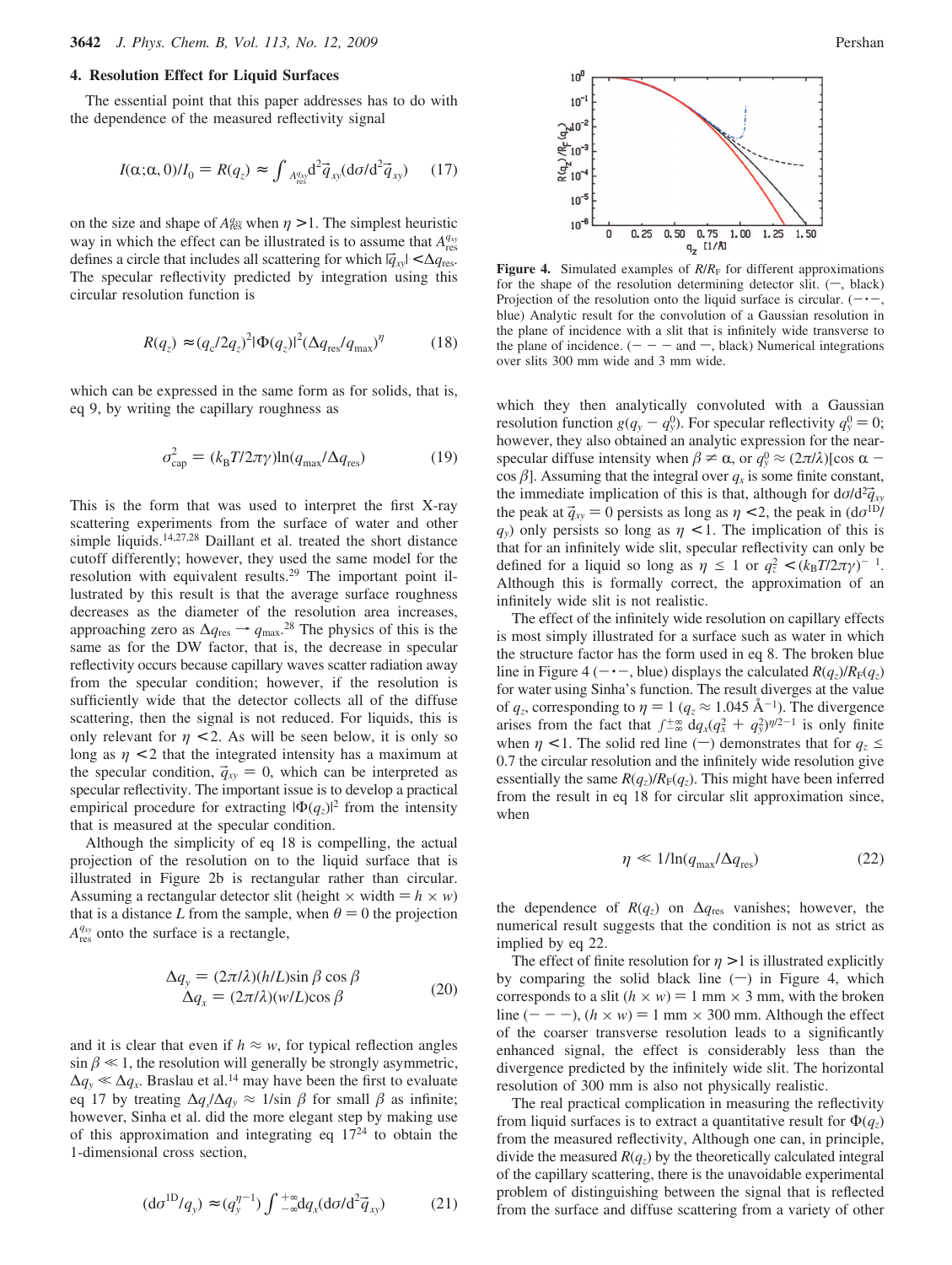### 4. Resolution Effect for Liquid Surfaces

The essential point that this paper addresses has to do with the dependence of the measured reflectivity signal

$$I(\alpha;\alpha,0)/I_0 = R(q_z) \approx \int_{A_{res}^{q_{xy}}} d^2\vec{q}_{xy}(d\sigma/d^2\vec{q}_{xy}) \quad (17)$$

on the size and shape of $A_{res}^{q_{xy}}$ when $\eta > 1$. The simplest heuristic way in which the effect can be illustrated is to assume that $A_{res}^{q_{xy}}$ defines a circle that includes all scattering for which $|\vec{q}_{xy}| < \Delta q_{res}$. The specular reflectivity predicted by integration using this circular resolution function is

$$R(q_z) \approx (q_c/2q_z)^2|\Phi(q_z)|^2(\Delta q_{res}/q_{max})^{\eta} \quad (18)$$

which can be expressed in the same form as for solids, that is, eq 9, by writing the capillary roughness as

$$\sigma_{cap}^2 = (k_BT/2\pi\gamma)\ln(q_{max}/\Delta q_{res}) \quad (19)$$

This is the form that was used to interpret the first X-ray scattering experiments from the surface of water and other simple liquids.[14,27,28] Daillant et al. treated the short distance cutoff differently; however, they used the same model for the resolution with equivalent results.[29] The important point illustrated by this result is that the average surface roughness decreases as the diameter of the resolution area increases, approaching zero as $\Delta q_{res} \to q_{max}$.[28] The physics of this is the same as for the DW factor, that is, the decrease in specular reflectivity occurs because capillary waves scatter radiation away from the specular condition; however, if the resolution is sufficiently wide that the detector collects all of the diffuse scattering, then the signal is not reduced. For liquids, this is only relevant for $\eta < 2$. As will be seen below, it is only so long as $\eta < 2$ that the integrated intensity has a maximum at the specular condition, $\vec{q}_{xy} = 0$, which can be interpreted as specular reflectivity. The important issue is to develop a practical empirical procedure for extracting $|\Phi(q_z)|^2$ from the intensity that is measured at the specular condition.

Although the simplicity of eq 18 is compelling, the actual projection of the resolution on to the liquid surface that is illustrated in Figure 2b is rectangular rather than circular. Assuming a rectangular detector slit (height × width = $h \times w$) that is a distance $L$ from the sample, when $\theta = 0$ the projection $A_{res}^{q_{xy}}$ onto the surface is a rectangle,

$$\begin{aligned}\Delta q_y &= (2\pi/\lambda)(h/L)\sin\beta\cos\beta \\ \Delta q_x &= (2\pi/\lambda)(w/L)\cos\beta\end{aligned} \quad (20)$$

and it is clear that even if $h \approx w$, for typical reflection angles $\sin\beta \ll 1$, the resolution will generally be strongly asymmetric, $\Delta q_y \ll \Delta q_x$. Braslau et al.[14] may have been the first to evaluate eq 17 by treating $\Delta q_x/\Delta q_y \approx 1/\sin\beta$ for small $\beta$ as infinite; however, Sinha et al. did the more elegant step by making use of this approximation and integrating eq 17[24] to obtain the 1-dimensional cross section,

$$(d\sigma^{1D}/q_y) \approx (q_y^{\eta-1})\int_{-\infty}^{+\infty}dq_x(d\sigma/d^2\vec{q}_{xy}) \quad (21)$$

**Figure 4.** Simulated examples of $R/R_F$ for different approximations for the shape of the resolution determining detector slit. (—, black) Projection of the resolution onto the liquid surface is circular. (–·–, blue) Analytic result for the convolution of a Gaussian resolution in the plane of incidence with a slit that is infinitely wide transverse to the plane of incidence. (– – – and —, black) Numerical integrations over slits 300 mm wide and 3 mm wide.

which they then analytically convoluted with a Gaussian resolution function $g(q_y - q_y^0)$. For specular reflectivity $q_y^0 = 0$; however, they also obtained an analytic expression for the near-specular diffuse intensity when $\beta \neq \alpha$, or $q_y^0 \approx (2\pi/\lambda)[\cos\alpha - \cos\beta]$. Assuming that the integral over $q_x$ is some finite constant, the immediate implication of this is that, although for $d\sigma/d^2\vec{q}_{xy}$ the peak at $\vec{q}_{xy} = 0$ persists as long as $\eta < 2$, the peak in $(d\sigma^{1D}/q_y)$ only persists so long as $\eta < 1$. The implication of this is that for an infinitely wide slit, specular reflectivity can only be defined for a liquid so long as $\eta \leq 1$ or $q_z^2 < (k_BT/2\pi\gamma)^{-1}$. Although this is formally correct, the approximation of an infinitely wide slit is not realistic.

The effect of the infinitely wide resolution on capillary effects is most simply illustrated for a surface such as water in which the structure factor has the form used in eq 8. The broken blue line in Figure 4 (–·–, blue) displays the calculated $R(q_z)/R_F(q_z)$ for water using Sinha's function. The result diverges at the value of $q_z$, corresponding to $\eta = 1$ ($q_z \approx 1.045$ Å$^{-1}$). The divergence arises from the fact that $\int_{-\infty}^{+\infty} dq_x(q_x^2 + q_y^2)^{\eta/2-1}$ is only finite when $\eta < 1$. The solid red line (—) demonstrates that for $q_z \leq 0.7$ the circular resolution and the infinitely wide resolution give essentially the same $R(q_z)/R_F(q_z)$. This might have been inferred from the result in eq 18 for circular slit approximation since, when

$$\eta \ll 1/\ln(q_{max}/\Delta q_{res}) \quad (22)$$

the dependence of $R(q_z)$ on $\Delta q_{res}$ vanishes; however, the numerical result suggests that the condition is not as strict as implied by eq 22.

The effect of finite resolution for $\eta > 1$ is illustrated explicitly by comparing the solid black line (—) in Figure 4, which corresponds to a slit ($h \times w$) = 1 mm × 3 mm, with the broken line (– – –), ($h \times w$) = 1 mm × 300 mm. Although the effect of the coarser transverse resolution leads to a significantly enhanced signal, the effect is considerably less than the divergence predicted by the infinitely wide slit. The horizontal resolution of 300 mm is also not physically realistic.

The real practical complication in measuring the reflectivity from liquid surfaces is to extract a quantitative result for $\Phi(q_z)$ from the measured reflectivity, Although one can, in principle, divide the measured $R(q_z)$ by the theoretically calculated integral of the capillary scattering, there is the unavoidable experimental problem of distinguishing between the signal that is reflected from the surface and diffuse scattering from a variety of other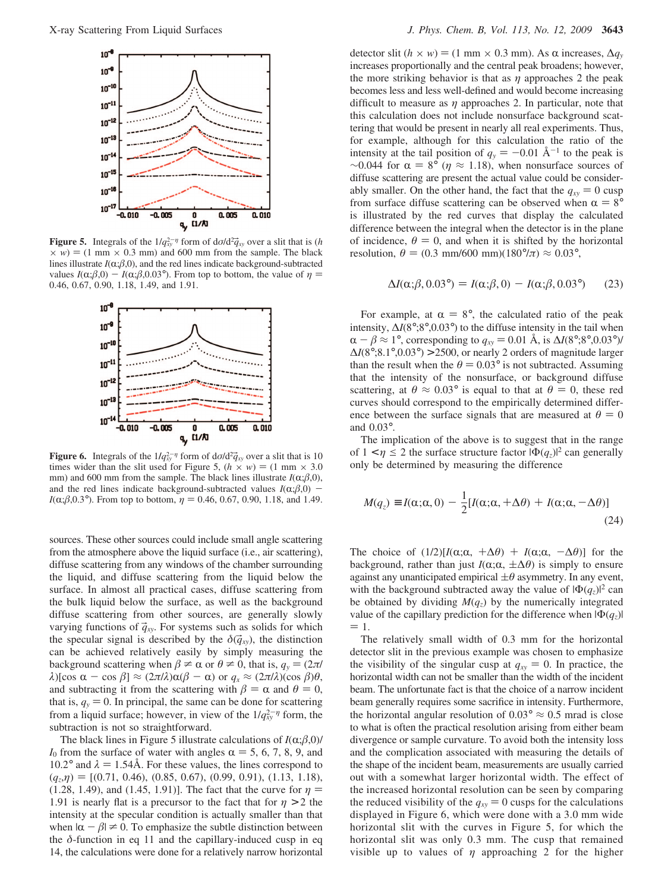**Figure 5.** Integrals of the $1/q_{xy}^{2-\eta}$ form of $d\sigma/d^2\vec{q}_{xy}$ over a slit that is $(h \times w) = (1\ \text{mm} \times 0.3\ \text{mm})$ and 600 mm from the sample. The black lines illustrate $I(\alpha;\beta,0)$, and the red lines indicate background-subtracted values $I(\alpha;\beta,0) - I(\alpha;\beta,0.03°)$. From top to bottom, the value of $\eta$ = 0.46, 0.67, 0.90, 1.18, 1.49, and 1.91.

**Figure 6.** Integrals of the $1/q_{xy}^{2-\eta}$ form of $d\sigma/d^2\vec{q}_{xy}$ over a slit that is 10 times wider than the slit used for Figure 5, $(h \times w) = (1\ \text{mm} \times 3.0\ \text{mm})$ and 600 mm from the sample. The black lines illustrate $I(\alpha;\beta,0)$, and the red lines indicate background-subtracted values $I(\alpha;\beta,0) - I(\alpha;\beta,0.3°)$. From top to bottom, $\eta$ = 0.46, 0.67, 0.90, 1.18, and 1.49.

sources. These other sources could include small angle scattering from the atmosphere above the liquid surface (i.e., air scattering), diffuse scattering from any windows of the chamber surrounding the liquid, and diffuse scattering from the liquid below the surface. In almost all practical cases, diffuse scattering from the bulk liquid below the surface, as well as the background diffuse scattering from other sources, are generally slowly varying functions of $\vec{q}_{xy}$. For systems such as solids for which the specular signal is described by the $\delta(\vec{q}_{xy})$, the distinction can be achieved relatively easily by simply measuring the background scattering when $\beta \neq \alpha$ or $\theta \neq 0$, that is, $q_y = (2\pi/\lambda)[\cos\alpha - \cos\beta] \approx (2\pi/\lambda)\alpha(\beta - \alpha)$ or $q_x \approx (2\pi/\lambda)(\cos\beta)\theta$, and subtracting it from the scattering with $\beta = \alpha$ and $\theta = 0$, that is, $q_y = 0$. In principal, the same can be done for scattering from a liquid surface; however, in view of the $1/q_{xy}^{2-\eta}$ form, the subtraction is not so straightforward.

The black lines in Figure 5 illustrate calculations of $I(\alpha;\beta,0)/I_0$ from the surface of water with angles $\alpha$ = 5, 6, 7, 8, 9, and 10.2° and $\lambda$ = 1.54Å. For these values, the lines correspond to $(q_z,\eta)$ = [(0.71, 0.46), (0.85, 0.67), (0.99, 0.91), (1.13, 1.18), (1.28, 1.49), and (1.45, 1.91)]. The fact that the curve for $\eta$ = 1.91 is nearly flat is a precursor to the fact that for $\eta > 2$ the intensity at the specular condition is actually smaller than that when $|\alpha - \beta| \neq 0$. To emphasize the subtle distinction between the $\delta$-function in eq 11 and the capillary-induced cusp in eq 14, the calculations were done for a relatively narrow horizontal detector slit $(h \times w) = (1\ \text{mm} \times 0.3\ \text{mm})$. As $\alpha$ increases, $\Delta q_y$ increases proportionally and the central peak broadens; however, the more striking behavior is that as $\eta$ approaches 2 the peak becomes less and less well-defined and would become increasingly difficult to measure as $\eta$ approaches 2. In particular, note that this calculation does not include nonsurface background scattering that would be present in nearly all real experiments. Thus, for example, although for this calculation the ratio of the intensity at the tail position of $q_y = -0.01$ Å$^{-1}$ to the peak is ~0.044 for $\alpha$ = 8° ($\eta \approx 1.18$), when nonsurface sources of diffuse scattering are present the actual value could be considerably smaller. On the other hand, the fact that the $q_{xy} = 0$ cusp from surface diffuse scattering can be observed when $\alpha$ = 8° is illustrated by the red curves that display the calculated difference between the integral when the detector is in the plane of incidence, $\theta = 0$, and when it is shifted by the horizontal resolution, $\theta = (0.3\ \text{mm}/600\ \text{mm})(180°/\pi) \approx 0.03°$,

$$\Delta I(\alpha;\beta,0.03°) = I(\alpha;\beta,0) - I(\alpha;\beta,0.03°) \tag{23}$$

For example, at $\alpha$ = 8°, the calculated ratio of the peak intensity, $\Delta I(8°;8°,0.03°)$ to the diffuse intensity in the tail when $\alpha - \beta \approx 1°$, corresponding to $q_{xy}$ = 0.01 Å, is $\Delta I(8°;8°,0.03°)/\Delta I(8°;8.1°,0.03°) > 2500$, or nearly 2 orders of magnitude larger than the result when the $\theta$ = 0.03° is not subtracted. Assuming that the intensity of the nonsurface, or background diffuse scattering, at $\theta \approx 0.03°$ is equal to that at $\theta = 0$, these red curves should correspond to the empirically determined difference between the surface signals that are measured at $\theta = 0$ and 0.03°.

The implication of the above is to suggest that in the range of $1 < \eta \leq 2$ the surface structure factor $|\Phi(q_z)|^2$ can generally only be determined by measuring the difference

$$M(q_z) \equiv I(\alpha;\alpha,0) - \frac{1}{2}[I(\alpha;\alpha,+\Delta\theta) + I(\alpha;\alpha,-\Delta\theta)] \tag{24}$$

The choice of $(1/2)[I(\alpha;\alpha,+\Delta\theta) + I(\alpha;\alpha,-\Delta\theta)]$ for the background, rather than just $I(\alpha;\alpha,\pm\Delta\theta)$ is simply to ensure against any unanticipated empirical $\pm\theta$ asymmetry. In any event, with the background subtracted away the value of $|\Phi(q_z)|^2$ can be obtained by dividing $M(q_z)$ by the numerically integrated value of the capillary prediction for the difference when $|\Phi(q_z)|$ = 1.

The relatively small width of 0.3 mm for the horizontal detector slit in the previous example was chosen to emphasize the visibility of the singular cusp at $q_{xy} = 0$. In practice, the horizontal width can not be smaller than the width of the incident beam. The unfortunate fact is that the choice of a narrow incident beam generally requires some sacrifice in intensity. Furthermore, the horizontal angular resolution of 0.03° ≈ 0.5 mrad is close to what is often the practical resolution arising from either beam divergence or sample curvature. To avoid both the intensity loss and the complication associated with measuring the details of the shape of the incident beam, measurements are usually carried out with a somewhat larger horizontal width. The effect of the increased horizontal resolution can be seen by comparing the reduced visibility of the $q_{xy} = 0$ cusps for the calculations displayed in Figure 6, which were done with a 3.0 mm wide horizontal slit with the curves in Figure 5, for which the horizontal slit was only 0.3 mm. The cusp that remained visible up to values of $\eta$ approaching 2 for the higher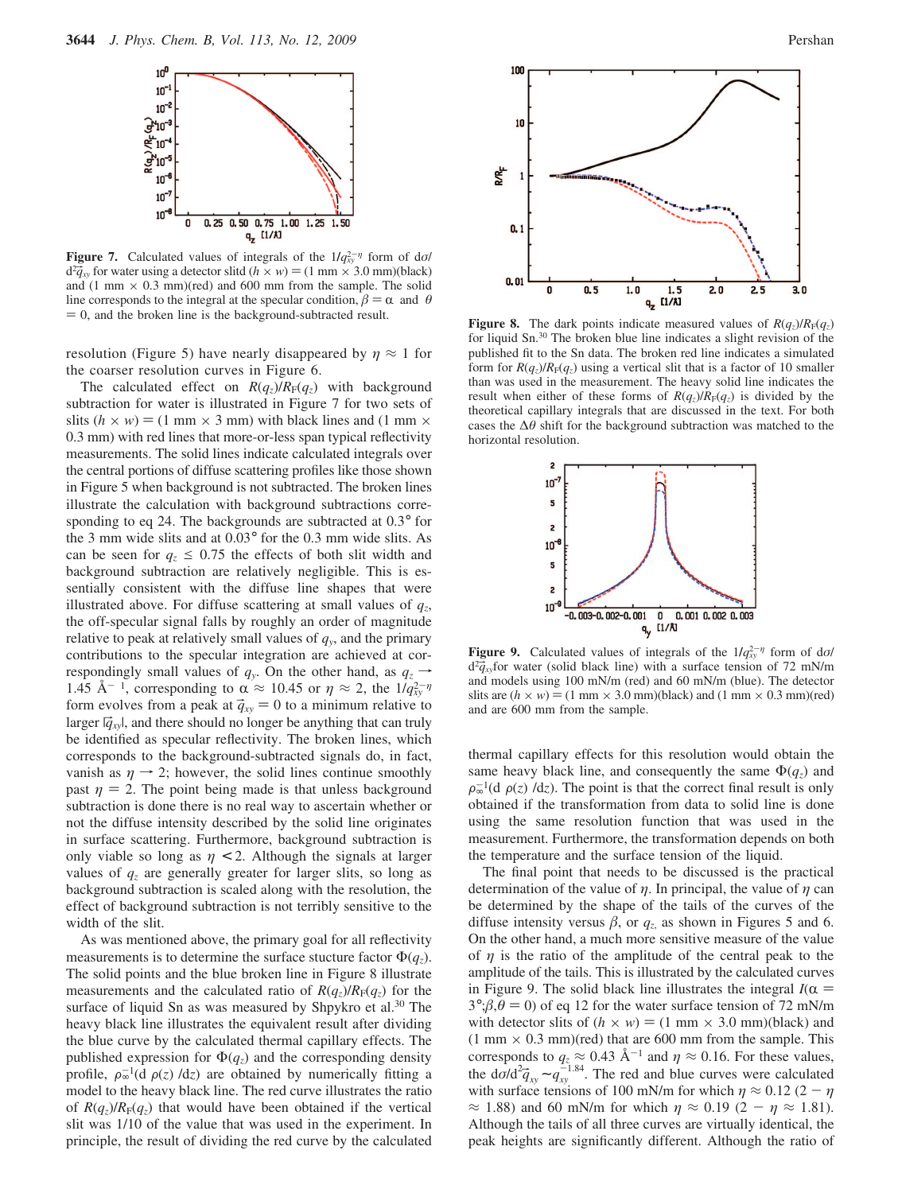**Figure 7.** Calculated values of integrals of the $1/q_{xy}^{2-\eta}$ form of $d\sigma/d^2\vec{q}_{xy}$ for water using a detector slitd $(h \times w) = (1\ \text{mm} \times 3.0\ \text{mm})$(black) and $(1\ \text{mm} \times 0.3\ \text{mm})$(red) and 600 mm from the sample. The solid line corresponds to the integral at the specular condition, $\beta = \alpha$ and $\theta = 0$, and the broken line is the background-subtracted result.

resolution (Figure 5) have nearly disappeared by $\eta \approx 1$ for the coarser resolution curves in Figure 6.

The calculated effect on $R(q_z)/R_F(q_z)$ with background subtraction for water is illustrated in Figure 7 for two sets of slits $(h \times w) = (1\ \text{mm} \times 3\ \text{mm})$ with black lines and $(1\ \text{mm} \times 0.3\ \text{mm})$ with red lines that more-or-less span typical reflectivity measurements. The solid lines indicate calculated integrals over the central portions of diffuse scattering profiles like those shown in Figure 5 when background is not subtracted. The broken lines illustrate the calculation with background subtractions corresponding to eq 24. The backgrounds are subtracted at 0.3° for the 3 mm wide slits and at 0.03° for the 0.3 mm wide slits. As can be seen for $q_z \leq 0.75$ the effects of both slit width and background subtraction are relatively negligible. This is essentially consistent with the diffuse line shapes that were illustrated above. For diffuse scattering at small values of $q_z$, the off-specular signal falls by roughly an order of magnitude relative to peak at relatively small values of $q_y$, and the primary contributions to the specular integration are achieved at correspondingly small values of $q_y$. On the other hand, as $q_z \rightarrow 1.45$ Å$^{-1}$, corresponding to $\alpha \approx 10.45$ or $\eta \approx 2$, the $1/q_{xy}^{2-\eta}$ form evolves from a peak at $\vec{q}_{xy} = 0$ to a minimum relative to larger $|\vec{q}_{xy}|$, and there should no longer be anything that can truly be identified as specular reflectivity. The broken lines, which corresponds to the background-subtracted signals do, in fact, vanish as $\eta \rightarrow 2$; however, the solid lines continue smoothly past $\eta = 2$. The point being made is that unless background subtraction is done there is no real way to ascertain whether or not the diffuse intensity described by the solid line originates in surface scattering. Furthermore, background subtraction is only viable so long as $\eta < 2$. Although the signals at larger values of $q_z$ are generally greater for larger slits, so long as background subtraction is scaled along with the resolution, the effect of background subtraction is not terribly sensitive to the width of the slit.

As was mentioned above, the primary goal for all reflectivity measurements is to determine the surface stucture factor $\Phi(q_z)$. The solid points and the blue broken line in Figure 8 illustrate measurements and the calculated ratio of $R(q_z)/R_F(q_z)$ for the surface of liquid Sn as was measured by Shpykro et al.[30] The heavy black line illustrates the equivalent result after dividing the blue curve by the calculated thermal capillary effects. The published expression for $\Phi(q_z)$ and the corresponding density profile, $\rho_\infty^{-1}(d\ \rho(z)\ /dz)$, were obtained by numerically fitting a model to the heavy black line. The red curve illustrates the ratio of $R(q_z)/R_F(q_z)$ that would have been obtained if the vertical slit was 1/10 of the value that was used in the experiment. In principle, the result of dividing the red curve by the calculated thermal capillary effects for this resolution would obtain the same heavy black line, and consequently the same $\Phi(q_z)$ and $\rho_\infty^{-1}(d\ \rho(z)\ /dz)$. The point is that the correct final result is only obtained if the transformation from data to solid line is done using the same resolution function that was used in the measurement. Furthermore, the transformation depends on both the temperature and the surface tension of the liquid.

**Figure 8.** The dark points indicate measured values of $R(q_z)/R_F(q_z)$ for liquid Sn.[30] The broken blue line indicates a slight revision of the published fit to the Sn data. The broken red line indicates a simulated form for $R(q_z)/R_F(q_z)$ using a vertical slit that is a factor of 10 smaller than was used in the measurement. The heavy solid line indicates the result when either of these forms of $R(q_z)/R_F(q_z)$ is divided by the theoretical capillary integrals that are discussed in the text. For both cases the $\Delta\theta$ shift for the background subtraction was matched to the horizontal resolution.

**Figure 9.** Calculated values of integrals of the $1/q_{xy}^{2-\eta}$ form of $d\sigma/d^2\vec{q}_{xy}$for water (solid black line) with a surface tension of 72 mN/m and models using 100 mN/m (red) and 60 mN/m (blue). The detector slits are $(h \times w) = (1\ \text{mm} \times 3.0\ \text{mm})$(black) and $(1\ \text{mm} \times 0.3\ \text{mm})$(red) and are 600 mm from the sample.

The final point that needs to be discussed is the practical determination of the value of $\eta$. In principal, the value of $\eta$ can be determined by the shape of the tails of the curves of the diffuse intensity versus $\beta$, or $q_z$, as shown in Figures 5 and 6. On the other hand, a much more sensitive measure of the value of $\eta$ is the ratio of the amplitude of the central peak to the amplitude of the tails. This is illustrated by the calculated curves in Figure 9. The solid black line illustrates the integral $I(\alpha = 3°;\beta,\theta = 0)$ of eq 12 for the water surface tension of 72 mN/m with detector slits of $(h \times w) = (1\ \text{mm} \times 3.0\ \text{mm})$(black) and $(1\ \text{mm} \times 0.3\ \text{mm})$(red) that are 600 mm from the sample. This corresponds to $q_z \approx 0.43$ Å$^{-1}$ and $\eta \approx 0.16$. For these values, the $d\sigma/d^2\vec{q}_{xy} \sim q_{xy}^{-1.84}$. The red and blue curves were calculated with surface tensions of 100 mN/m for which $\eta \approx 0.12$ $(2 - \eta \approx 1.88)$ and 60 mN/m for which $\eta \approx 0.19$ $(2 - \eta \approx 1.81)$. Although the tails of all three curves are virtually identical, the peak heights are significantly different. Although the ratio of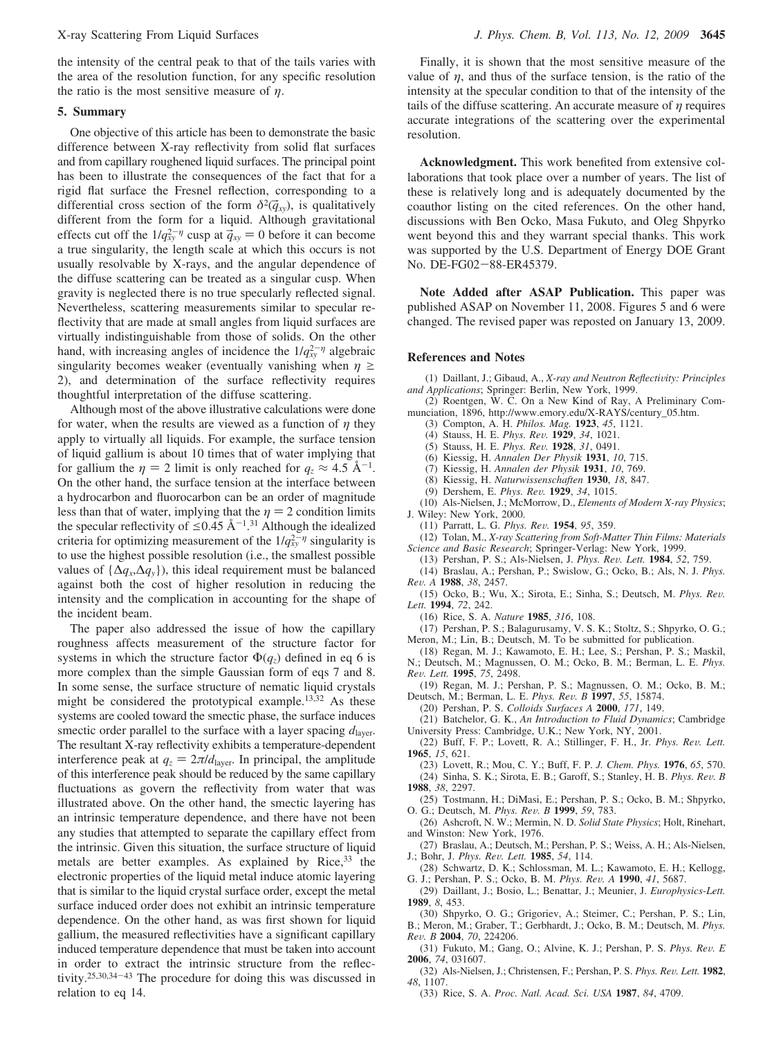the intensity of the central peak to that of the tails varies with the area of the resolution function, for any specific resolution the ratio is the most sensitive measure of $\eta$.

## 5. Summary

One objective of this article has been to demonstrate the basic difference between X-ray reflectivity from solid flat surfaces and from capillary roughened liquid surfaces. The principal point has been to illustrate the consequences of the fact that for a rigid flat surface the Fresnel reflection, corresponding to a differential cross section of the form $\delta^2(\vec{q}_{xy})$, is qualitatively different from the form for a liquid. Although gravitational effects cut off the $1/q_{xy}^{2-\eta}$ cusp at $\vec{q}_{xy} = 0$ before it can become a true singularity, the length scale at which this occurs is not usually resolvable by X-rays, and the angular dependence of the diffuse scattering can be treated as a singular cusp. When gravity is neglected there is no true specularly reflected signal. Nevertheless, scattering measurements similar to specular reflectivity that are made at small angles from liquid surfaces are virtually indistinguishable from those of solids. On the other hand, with increasing angles of incidence the $1/q_{xy}^{2-\eta}$ algebraic singularity becomes weaker (eventually vanishing when $\eta \geq 2$), and determination of the surface reflectivity requires thoughtful interpretation of the diffuse scattering.

Although most of the above illustrative calculations were done for water, when the results are viewed as a function of $\eta$ they apply to virtually all liquids. For example, the surface tension of liquid gallium is about 10 times that of water implying that for gallium the $\eta = 2$ limit is only reached for $q_z \approx 4.5$ Å$^{-1}$. On the other hand, the surface tension at the interface between a hydrocarbon and fluorocarbon can be an order of magnitude less than that of water, implying that the $\eta = 2$ condition limits the specular reflectivity of $\leq 0.45$ Å$^{-1}$.[31] Although the idealized criteria for optimizing measurement of the $1/q_{xy}^{2-\eta}$ singularity is to use the highest possible resolution (i.e., the smallest possible values of $\{\Delta q_x, \Delta q_y\}$), this ideal requirement must be balanced against both the cost of higher resolution in reducing the intensity and the complication in accounting for the shape of the incident beam.

The paper also addressed the issue of how the capillary roughness affects measurement of the structure factor for systems in which the structure factor $\Phi(q_z)$ defined in eq 6 is more complex than the simple Gaussian form of eqs 7 and 8. In some sense, the surface structure of nematic liquid crystals might be considered the prototypical example.[13,32] As these systems are cooled toward the smectic phase, the surface induces smectic order parallel to the surface with a layer spacing $d_{\text{layer}}$. The resultant X-ray reflectivity exhibits a temperature-dependent interference peak at $q_z = 2\pi/d_{\text{layer}}$. In principal, the amplitude of this interference peak should be reduced by the same capillary fluctuations as govern the reflectivity from water that was illustrated above. On the other hand, the smectic layering has an intrinsic temperature dependence, and there have not been any studies that attempted to separate the capillary effect from the intrinsic. Given this situation, the surface structure of liquid metals are better examples. As explained by Rice,[33] the electronic properties of the liquid metal induce atomic layering that is similar to the liquid crystal surface order, except the metal surface induced order does not exhibit an intrinsic temperature dependence. On the other hand, as was first shown for liquid gallium, the measured reflectivities have a significant capillary induced temperature dependence that must be taken into account in order to extract the intrinsic structure from the reflectivity.[25,30,34-43] The procedure for doing this was discussed in relation to eq 14.

Finally, it is shown that the most sensitive measure of the value of $\eta$, and thus of the surface tension, is the ratio of the intensity at the specular condition to that of the intensity of the tails of the diffuse scattering. An accurate measure of $\eta$ requires accurate integrations of the scattering over the experimental resolution.

**Acknowledgment.** This work benefited from extensive collaborations that took place over a number of years. The list of these is relatively long and is adequately documented by the coauthor listing on the cited references. On the other hand, discussions with Ben Ocko, Masa Fukuto, and Oleg Shpyrko went beyond this and they warrant special thanks. This work was supported by the U.S. Department of Energy DOE Grant No. DE-FG02-88-ER45379.

**Note Added after ASAP Publication.** This paper was published ASAP on November 11, 2008. Figures 5 and 6 were changed. The revised paper was reposted on January 13, 2009.

## References and Notes

(1) Daillant, J.; Gibaud, A., *X-ray and Neutron Reflectivity: Principles and Applications*; Springer: Berlin, New York, 1999.
(2) Roentgen, W. C. On a New Kind of Ray, A Preliminary Communciation, 1896, http://www.emory.edu/X-RAYS/century_05.htm.
(3) Compton, A. H. *Philos. Mag.* **1923**, *45*, 1121.
(4) Stauss, H. E. *Phys. Rev.* **1929**, *34*, 1021.
(5) Stauss, H. E. *Phys. Rev.* **1928**, *31*, 0491.
(6) Kiessig, H. *Annalen Der Physik* **1931**, *10*, 715.
(7) Kiessig, H. *Annalen der Physik* **1931**, *10*, 769.
(8) Kiessig, H. *Naturwissenschaften* **1930**, *18*, 847.
(9) Dershem, E. *Phys. Rev.* **1929**, *34*, 1015.
(10) Als-Nielsen, J.; McMorrow, D., *Elements of Modern X-ray Physics*; J. Wiley: New York, 2000.
(11) Parratt, L. G. *Phys. Rev.* **1954**, *95*, 359.
(12) Tolan, M., *X-ray Scattering from Soft-Matter Thin Films: Materials Science and Basic Research*; Springer-Verlag: New York, 1999.
(13) Pershan, P. S.; Als-Nielsen, J. *Phys. Rev. Lett.* **1984**, *52*, 759.
(14) Braslau, A.; Pershan, P.; Swislow, G.; Ocko, B.; Als, N. J. *Phys. Rev. A* **1988**, *38*, 2457.
(15) Ocko, B.; Wu, X.; Sirota, E.; Sinha, S.; Deutsch, M. *Phys. Rev. Lett.* **1994**, *72*, 242.
(16) Rice, S. A. *Nature* **1985**, *316*, 108.
(17) Pershan, P. S.; Balagurusamy, V. S. K.; Stoltz, S.; Shpyrko, O. G.; Meron, M.; Lin, B.; Deutsch, M. To be submitted for publication.
(18) Regan, M. J.; Kawamoto, E. H.; Lee, S.; Pershan, P. S.; Maskil, N.; Deutsch, M.; Magnussen, O. M.; Ocko, B. M.; Berman, L. E. *Phys. Rev. Lett.* **1995**, *75*, 2498.
(19) Regan, M. J.; Pershan, P. S.; Magnussen, O. M.; Ocko, B. M.; Deutsch, M.; Berman, L. E. *Phys. Rev. B* **1997**, *55*, 15874.
(20) Pershan, P. S. *Colloids Surfaces A* **2000**, *171*, 149.
(21) Batchelor, G. K., *An Introduction to Fluid Dynamics*; Cambridge University Press: Cambridge, U.K.; New York, NY, 2001.
(22) Buff, F. P.; Lovett, R. A.; Stillinger, F. H., Jr. *Phys. Rev. Lett.* **1965**, *15*, 621.
(23) Lovett, R.; Mou, C. Y.; Buff, F. P. *J. Chem. Phys.* **1976**, *65*, 570.
(24) Sinha, S. K.; Sirota, E. B.; Garoff, S.; Stanley, H. B. *Phys. Rev. B* **1988**, *38*, 2297.
(25) Tostmann, H.; DiMasi, E.; Pershan, P. S.; Ocko, B. M.; Shpyrko, O. G.; Deutsch, M. *Phys. Rev. B* **1999**, *59*, 783.
(26) Ashcroft, N. W.; Mermin, N. D. *Solid State Physics*; Holt, Rinehart, and Winston: New York, 1976.
(27) Braslau, A.; Deutsch, M.; Pershan, P. S.; Weiss, A. H.; Als-Nielsen, J.; Bohr, J. *Phys. Rev. Lett.* **1985**, *54*, 114.
(28) Schwartz, D. K.; Schlossman, M. L.; Kawamoto, E. H.; Kellogg, G. J.; Pershan, P. S.; Ocko, B. M. *Phys. Rev. A* **1990**, *41*, 5687.
(29) Daillant, J.; Bosio, L.; Benattar, J.; Meunier, J. *Europhysics-Lett.* **1989**, *8*, 453.
(30) Shpyrko, O. G.; Grigoriev, A.; Steimer, C.; Pershan, P. S.; Lin, B.; Meron, M.; Graber, T.; Gerbhardt, J.; Ocko, B. M.; Deutsch, M. *Phys. Rev. B* **2004**, *70*, 224206.
(31) Fukuto, M.; Gang, O.; Alvine, K. J.; Pershan, P. S. *Phys. Rev. E* **2006**, *74*, 031607.
(32) Als-Nielsen, J.; Christensen, F.; Pershan, P. S. *Phys. Rev. Lett.* **1982**, *48*, 1107.
(33) Rice, S. A. *Proc. Natl. Acad. Sci. USA* **1987**, *84*, 4709.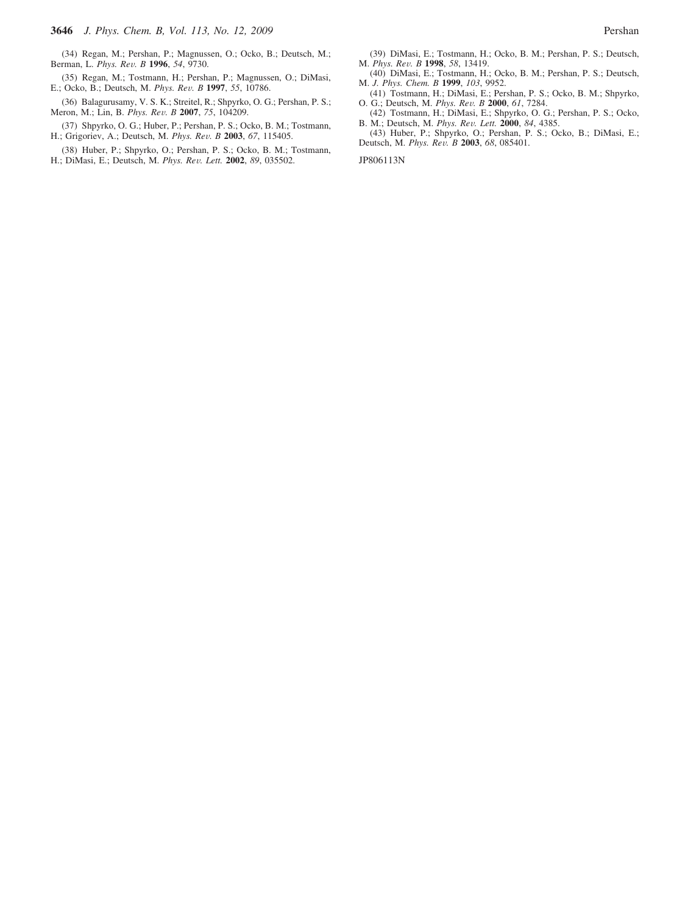(34) Regan, M.; Pershan, P.; Magnussen, O.; Ocko, B.; Deutsch, M.; Berman, L. *Phys. Rev. B* **1996**, *54*, 9730.

(35) Regan, M.; Tostmann, H.; Pershan, P.; Magnussen, O.; DiMasi, E.; Ocko, B.; Deutsch, M. *Phys. Rev. B* **1997**, *55*, 10786.

(36) Balagurusamy, V. S. K.; Streitel, R.; Shpyrko, O. G.; Pershan, P. S.; Meron, M.; Lin, B. *Phys. Rev. B* **2007**, *75*, 104209.

(37) Shpyrko, O. G.; Huber, P.; Pershan, P. S.; Ocko, B. M.; Tostmann, H.; Grigoriev, A.; Deutsch, M. *Phys. Rev. B* **2003**, *67*, 115405.

(38) Huber, P.; Shpyrko, O.; Pershan, P. S.; Ocko, B. M.; Tostmann, H.; DiMasi, E.; Deutsch, M. *Phys. Rev. Lett.* **2002**, *89*, 035502.

(39) DiMasi, E.; Tostmann, H.; Ocko, B. M.; Pershan, P. S.; Deutsch, M. *Phys. Rev. B* **1998**, *58*, 13419.

(40) DiMasi, E.; Tostmann, H.; Ocko, B. M.; Pershan, P. S.; Deutsch, M. *J. Phys. Chem. B* **1999**, *103*, 9952.

(41) Tostmann, H.; DiMasi, E.; Pershan, P. S.; Ocko, B. M.; Shpyrko, O. G.; Deutsch, M. *Phys. Rev. B* **2000**, *61*, 7284.

(42) Tostmann, H.; DiMasi, E.; Shpyrko, O. G.; Pershan, P. S.; Ocko, B. M.; Deutsch, M. *Phys. Rev. Lett.* **2000**, *84*, 4385.

(43) Huber, P.; Shpyrko, O.; Pershan, P. S.; Ocko, B.; DiMasi, E.; Deutsch, M. *Phys. Rev. B* **2003**, *68*, 085401.

JP806113N